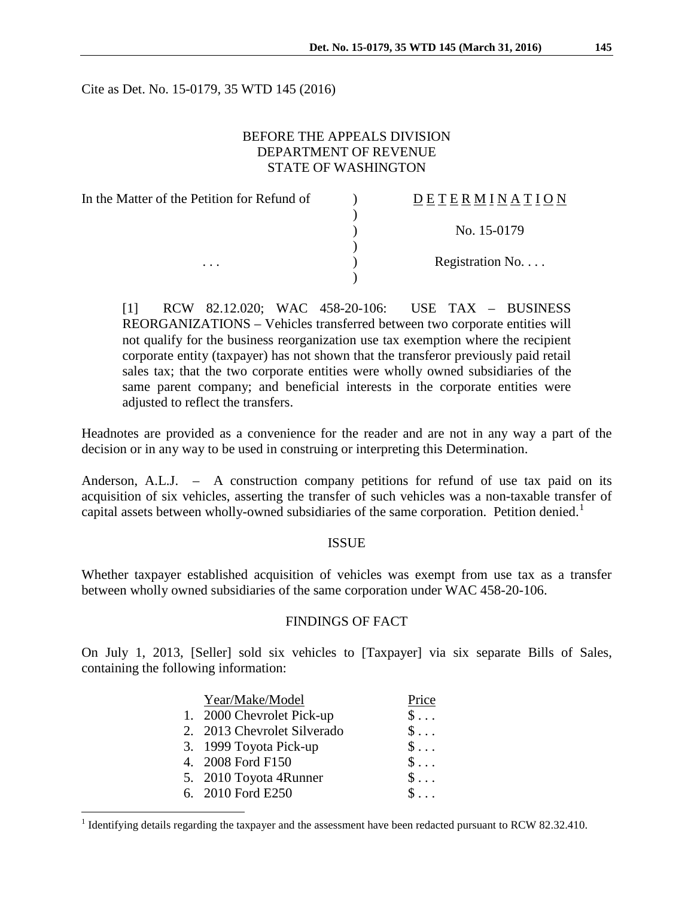Cite as Det. No. 15-0179, 35 WTD 145 (2016)

BEFORE THE APPEALS DIVISION
DEPARTMENT OF REVENUE
STATE OF WASHINGTON

| In the Matter of the Petition for Refund of | ) | DETERMINATION |
|---|---|---|
| | ) | |
| | ) | No. 15-0179 |
| | ) | |
| . . . | ) | Registration No. . . . |
| | ) | |

[1] RCW 82.12.020; WAC 458-20-106: USE TAX – BUSINESS REORGANIZATIONS – Vehicles transferred between two corporate entities will not qualify for the business reorganization use tax exemption where the recipient corporate entity (taxpayer) has not shown that the transferor previously paid retail sales tax; that the two corporate entities were wholly owned subsidiaries of the same parent company; and beneficial interests in the corporate entities were adjusted to reflect the transfers.

Headnotes are provided as a convenience for the reader and are not in any way a part of the decision or in any way to be used in construing or interpreting this Determination.

Anderson, A.L.J. – A construction company petitions for refund of use tax paid on its acquisition of six vehicles, asserting the transfer of such vehicles was a non-taxable transfer of capital assets between wholly-owned subsidiaries of the same corporation. Petition denied.[1]

## ISSUE

Whether taxpayer established acquisition of vehicles was exempt from use tax as a transfer between wholly owned subsidiaries of the same corporation under WAC 458-20-106.

## FINDINGS OF FACT

On July 1, 2013, [Seller] sold six vehicles to [Taxpayer] via six separate Bills of Sales, containing the following information:

| | Year/Make/Model | Price |
|---|---|---|
| 1. | 2000 Chevrolet Pick-up | $ . . . |
| 2. | 2013 Chevrolet Silverado | $ . . . |
| 3. | 1999 Toyota Pick-up | $ . . . |
| 4. | 2008 Ford F150 | $ . . . |
| 5. | 2010 Toyota 4Runner | $ . . . |
| 6. | 2010 Ford E250 | $ . . . |

[1] Identifying details regarding the taxpayer and the assessment have been redacted pursuant to RCW 82.32.410.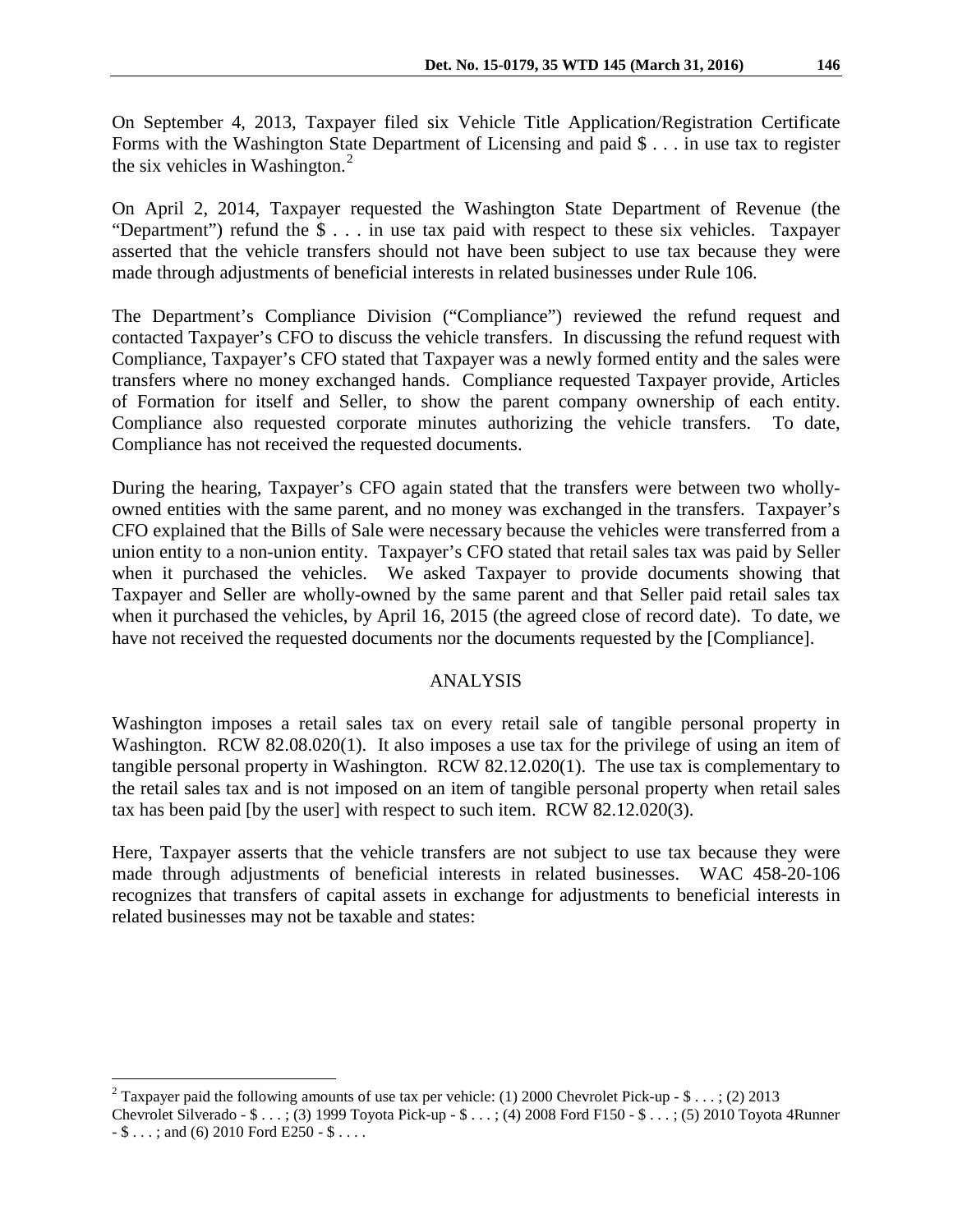On September 4, 2013, Taxpayer filed six Vehicle Title Application/Registration Certificate Forms with the Washington State Department of Licensing and paid $ . . . in use tax to register the six vehicles in Washington.[2]

On April 2, 2014, Taxpayer requested the Washington State Department of Revenue (the "Department") refund the $ . . . in use tax paid with respect to these six vehicles. Taxpayer asserted that the vehicle transfers should not have been subject to use tax because they were made through adjustments of beneficial interests in related businesses under Rule 106.

The Department's Compliance Division ("Compliance") reviewed the refund request and contacted Taxpayer's CFO to discuss the vehicle transfers. In discussing the refund request with Compliance, Taxpayer's CFO stated that Taxpayer was a newly formed entity and the sales were transfers where no money exchanged hands. Compliance requested Taxpayer provide, Articles of Formation for itself and Seller, to show the parent company ownership of each entity. Compliance also requested corporate minutes authorizing the vehicle transfers. To date, Compliance has not received the requested documents.

During the hearing, Taxpayer's CFO again stated that the transfers were between two wholly-owned entities with the same parent, and no money was exchanged in the transfers. Taxpayer's CFO explained that the Bills of Sale were necessary because the vehicles were transferred from a union entity to a non-union entity. Taxpayer's CFO stated that retail sales tax was paid by Seller when it purchased the vehicles. We asked Taxpayer to provide documents showing that Taxpayer and Seller are wholly-owned by the same parent and that Seller paid retail sales tax when it purchased the vehicles, by April 16, 2015 (the agreed close of record date). To date, we have not received the requested documents nor the documents requested by the [Compliance].

## ANALYSIS

Washington imposes a retail sales tax on every retail sale of tangible personal property in Washington. RCW 82.08.020(1). It also imposes a use tax for the privilege of using an item of tangible personal property in Washington. RCW 82.12.020(1). The use tax is complementary to the retail sales tax and is not imposed on an item of tangible personal property when retail sales tax has been paid [by the user] with respect to such item. RCW 82.12.020(3).

Here, Taxpayer asserts that the vehicle transfers are not subject to use tax because they were made through adjustments of beneficial interests in related businesses. WAC 458-20-106 recognizes that transfers of capital assets in exchange for adjustments to beneficial interests in related businesses may not be taxable and states:

---

[2] Taxpayer paid the following amounts of use tax per vehicle: (1) 2000 Chevrolet Pick-up - $ . . . ; (2) 2013 Chevrolet Silverado - $ . . . ; (3) 1999 Toyota Pick-up - $ . . . ; (4) 2008 Ford F150 - $ . . . ; (5) 2010 Toyota 4Runner - $ . . . ; and (6) 2010 Ford E250 - $ . . . .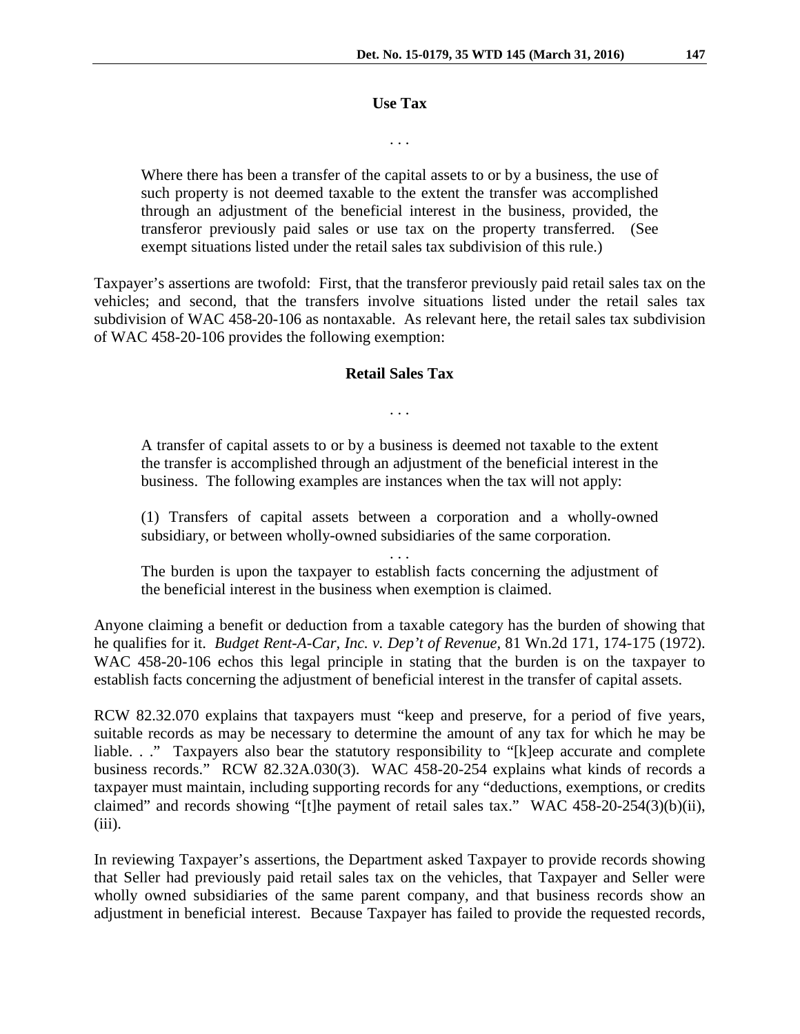**Use Tax**

. . .

> Where there has been a transfer of the capital assets to or by a business, the use of such property is not deemed taxable to the extent the transfer was accomplished through an adjustment of the beneficial interest in the business, provided, the transferor previously paid sales or use tax on the property transferred. (See exempt situations listed under the retail sales tax subdivision of this rule.)

Taxpayer's assertions are twofold: First, that the transferor previously paid retail sales tax on the vehicles; and second, that the transfers involve situations listed under the retail sales tax subdivision of WAC 458-20-106 as nontaxable. As relevant here, the retail sales tax subdivision of WAC 458-20-106 provides the following exemption:

**Retail Sales Tax**

. . .

> A transfer of capital assets to or by a business is deemed not taxable to the extent the transfer is accomplished through an adjustment of the beneficial interest in the business. The following examples are instances when the tax will not apply:
>
> (1) Transfers of capital assets between a corporation and a wholly-owned subsidiary, or between wholly-owned subsidiaries of the same corporation.
>
> . . .
>
> The burden is upon the taxpayer to establish facts concerning the adjustment of the beneficial interest in the business when exemption is claimed.

Anyone claiming a benefit or deduction from a taxable category has the burden of showing that he qualifies for it. *Budget Rent-A-Car, Inc. v. Dep't of Revenue*, 81 Wn.2d 171, 174-175 (1972). WAC 458-20-106 echos this legal principle in stating that the burden is on the taxpayer to establish facts concerning the adjustment of beneficial interest in the transfer of capital assets.

RCW 82.32.070 explains that taxpayers must "keep and preserve, for a period of five years, suitable records as may be necessary to determine the amount of any tax for which he may be liable. . ." Taxpayers also bear the statutory responsibility to "[k]eep accurate and complete business records." RCW 82.32A.030(3). WAC 458-20-254 explains what kinds of records a taxpayer must maintain, including supporting records for any "deductions, exemptions, or credits claimed" and records showing "[t]he payment of retail sales tax." WAC 458-20-254(3)(b)(ii), (iii).

In reviewing Taxpayer's assertions, the Department asked Taxpayer to provide records showing that Seller had previously paid retail sales tax on the vehicles, that Taxpayer and Seller were wholly owned subsidiaries of the same parent company, and that business records show an adjustment in beneficial interest. Because Taxpayer has failed to provide the requested records,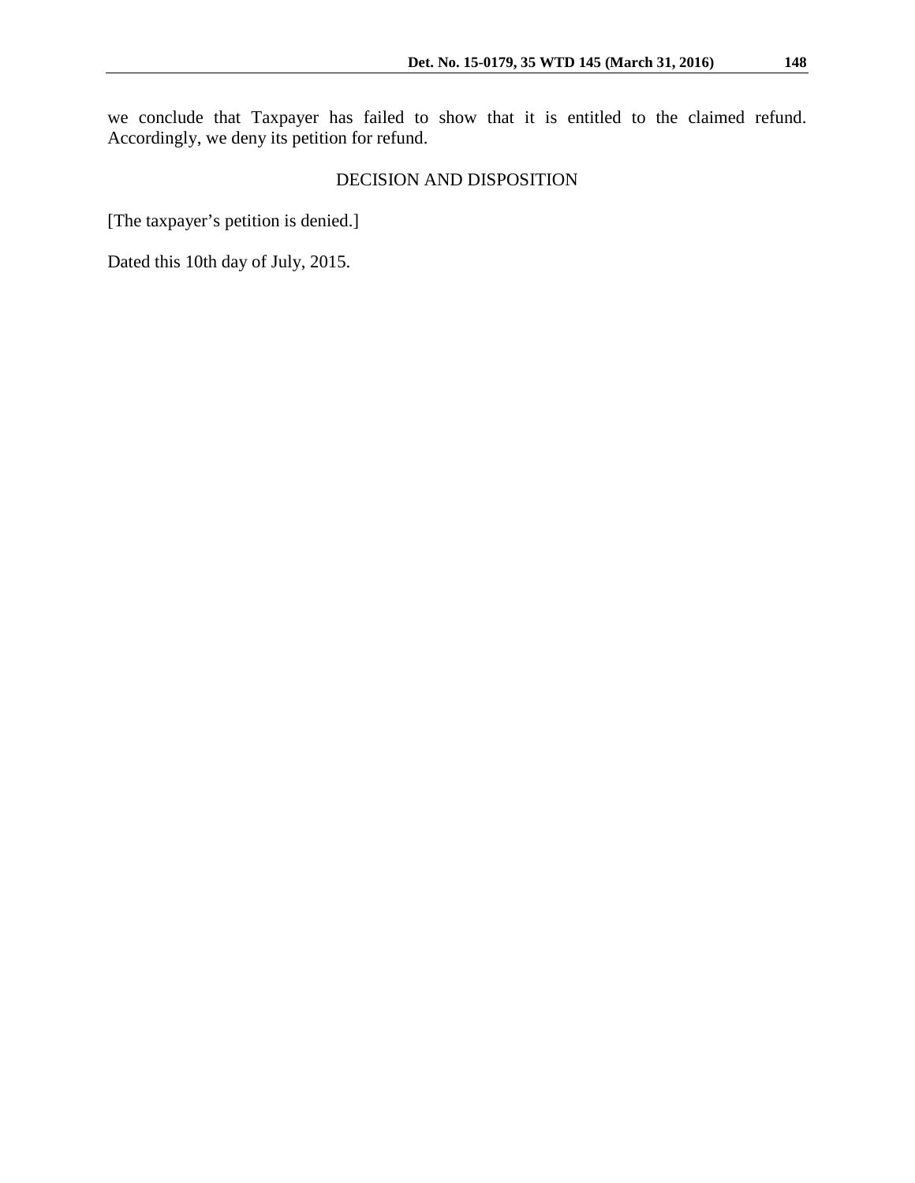we conclude that Taxpayer has failed to show that it is entitled to the claimed refund. Accordingly, we deny its petition for refund.

## DECISION AND DISPOSITION

[The taxpayer's petition is denied.]

Dated this 10th day of July, 2015.